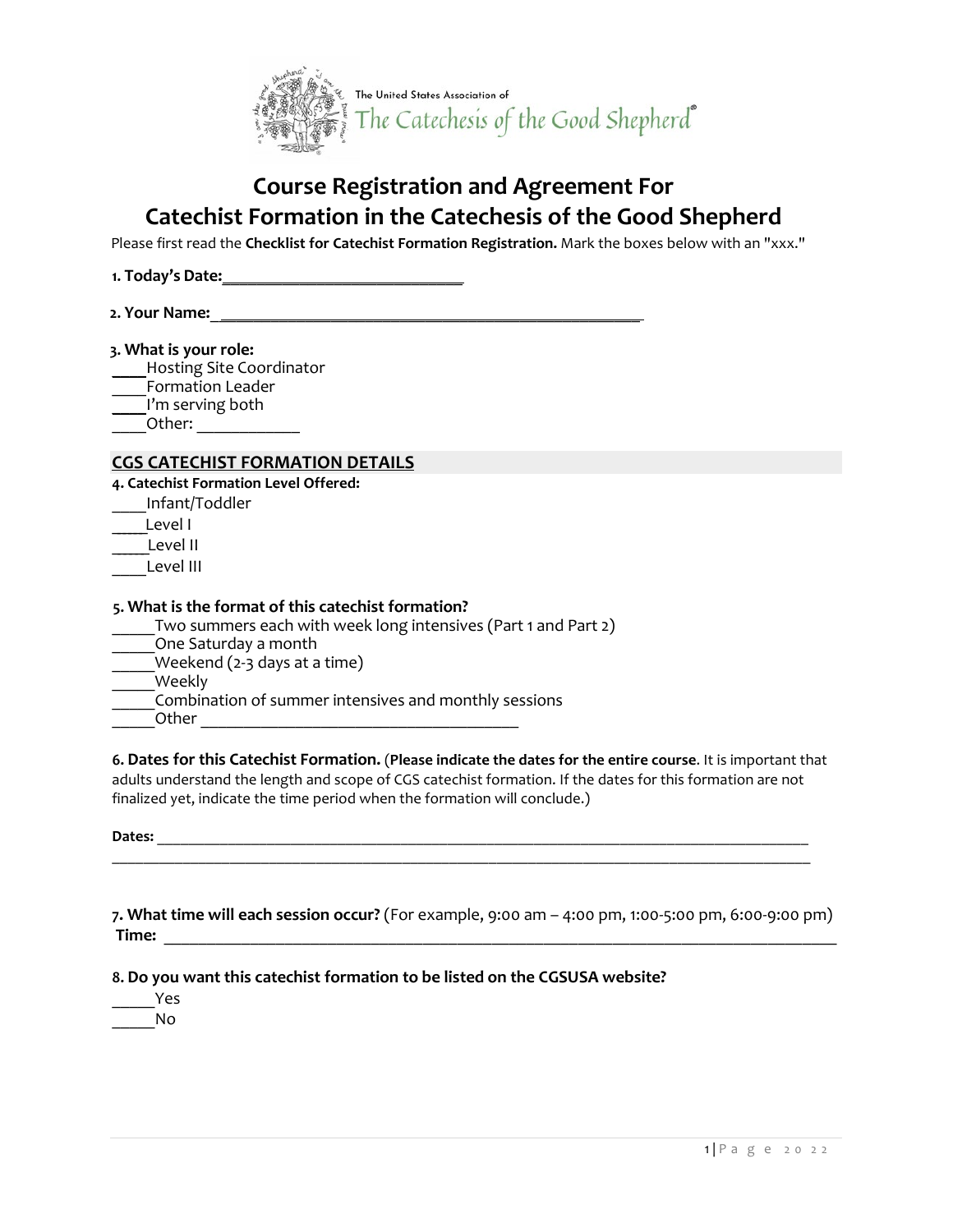The United States Association of
The Catechesis of the Good Shepherd®

# Course Registration and Agreement For Catechist Formation in the Catechesis of the Good Shepherd

Please first read the **Checklist for Catechist Formation Registration.** Mark the boxes below with an "xxx."

**1. Today's Date:**______________________________

**2. Your Name:** _______________________________________________________

**3. What is your role:**

____Hosting Site Coordinator
____Formation Leader
____I'm serving both
____Other: ____________

## CGS CATECHIST FORMATION DETAILS

**4. Catechist Formation Level Offered:**

____Infant/Toddler
____Level I
____Level II
____Level III

**5. What is the format of this catechist formation?**

_____Two summers each with week long intensives (Part 1 and Part 2)
_____One Saturday a month
_____Weekend (2-3 days at a time)
_____Weekly
_____Combination of summer intensives and monthly sessions
_____Other ________________________________________

**6. Dates for this Catechist Formation.** (**Please indicate the dates for the entire course**. It is important that adults understand the length and scope of CGS catechist formation. If the dates for this formation are not finalized yet, indicate the time period when the formation will conclude.)

**Dates:** _____________________________________________________________________________________
_______________________________________________________________________________________________

**7. What time will each session occur?** (For example, 9:00 am – 4:00 pm, 1:00-5:00 pm, 6:00-9:00 pm)
**Time:** _____________________________________________________________________________________

**8. Do you want this catechist formation to be listed on the CGSUSA website?**

_____Yes
_____No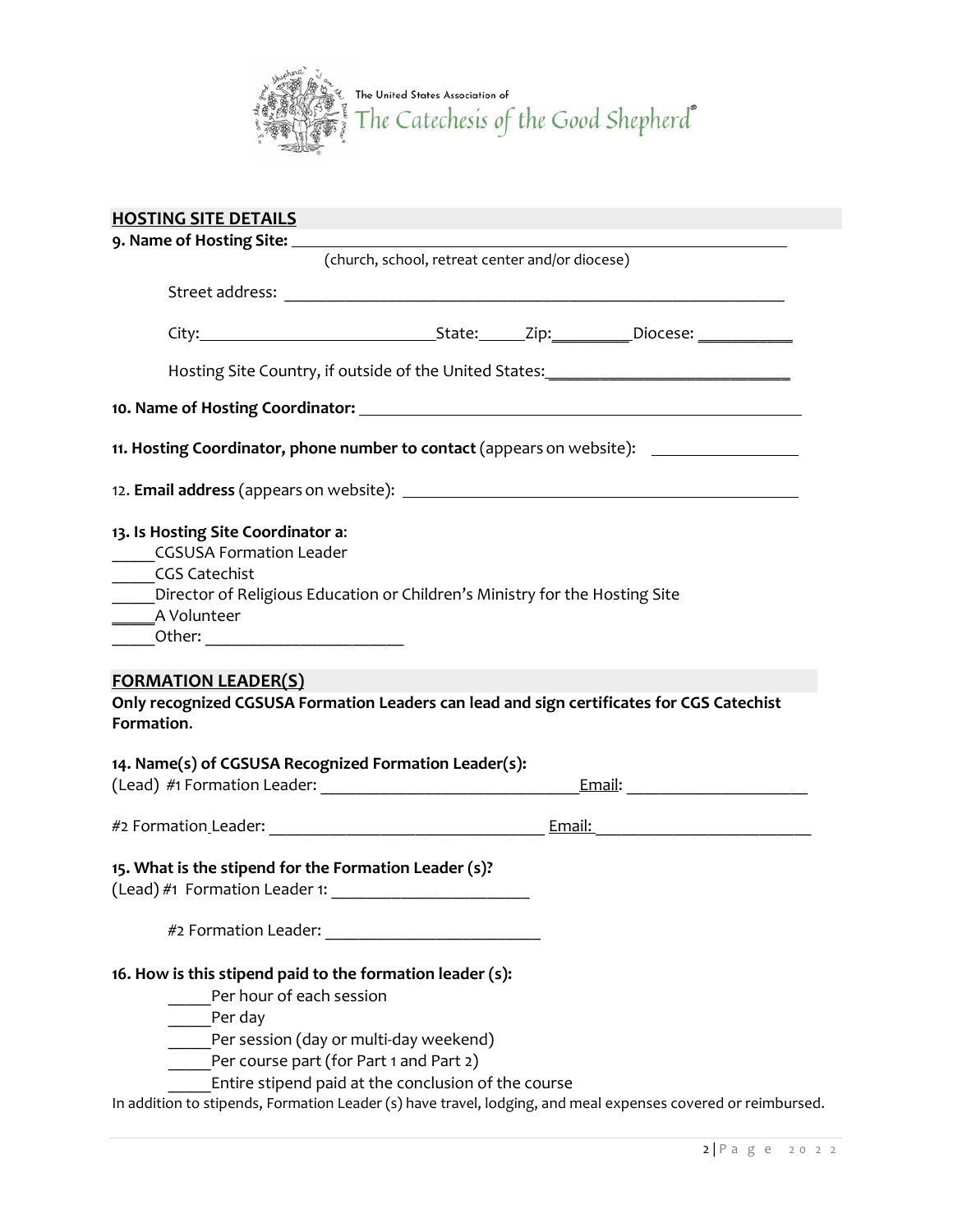The United States Association of
The Catechesis of the Good Shepherd®

## HOSTING SITE DETAILS

**9. Name of Hosting Site:** ___________________________________________
(church, school, retreat center and/or diocese)

Street address: ___________________________________________

City:____________________State:_____Zip:_________Diocese: ___________

Hosting Site Country, if outside of the United States:____________________________

**10. Name of Hosting Coordinator:** ___________________________________________

**11. Hosting Coordinator, phone number to contact** (appears on website): _________________

12. **Email address** (appears on website): ___________________________________________

**13. Is Hosting Site Coordinator a:**

_____CGSUSA Formation Leader
_____CGS Catechist
_____Director of Religious Education or Children's Ministry for the Hosting Site
_____A Volunteer
_____Other: ________________________

## FORMATION LEADER(S)

**Only recognized CGSUSA Formation Leaders can lead and sign certificates for CGS Catechist Formation.**

**14. Name(s) of CGSUSA Recognized Formation Leader(s):**

(Lead) #1 Formation Leader: ______________________________Email: _____________________

#2 Formation Leader: ________________________________ Email: _________________________

**15. What is the stipend for the Formation Leader (s)?**

(Lead) #1 Formation Leader 1: _______________________

#2 Formation Leader: _________________________

**16. How is this stipend paid to the formation leader (s):**

_____Per hour of each session
_____Per day
_____Per session (day or multi-day weekend)
_____Per course part (for Part 1 and Part 2)
_____Entire stipend paid at the conclusion of the course

In addition to stipends, Formation Leader (s) have travel, lodging, and meal expenses covered or reimbursed.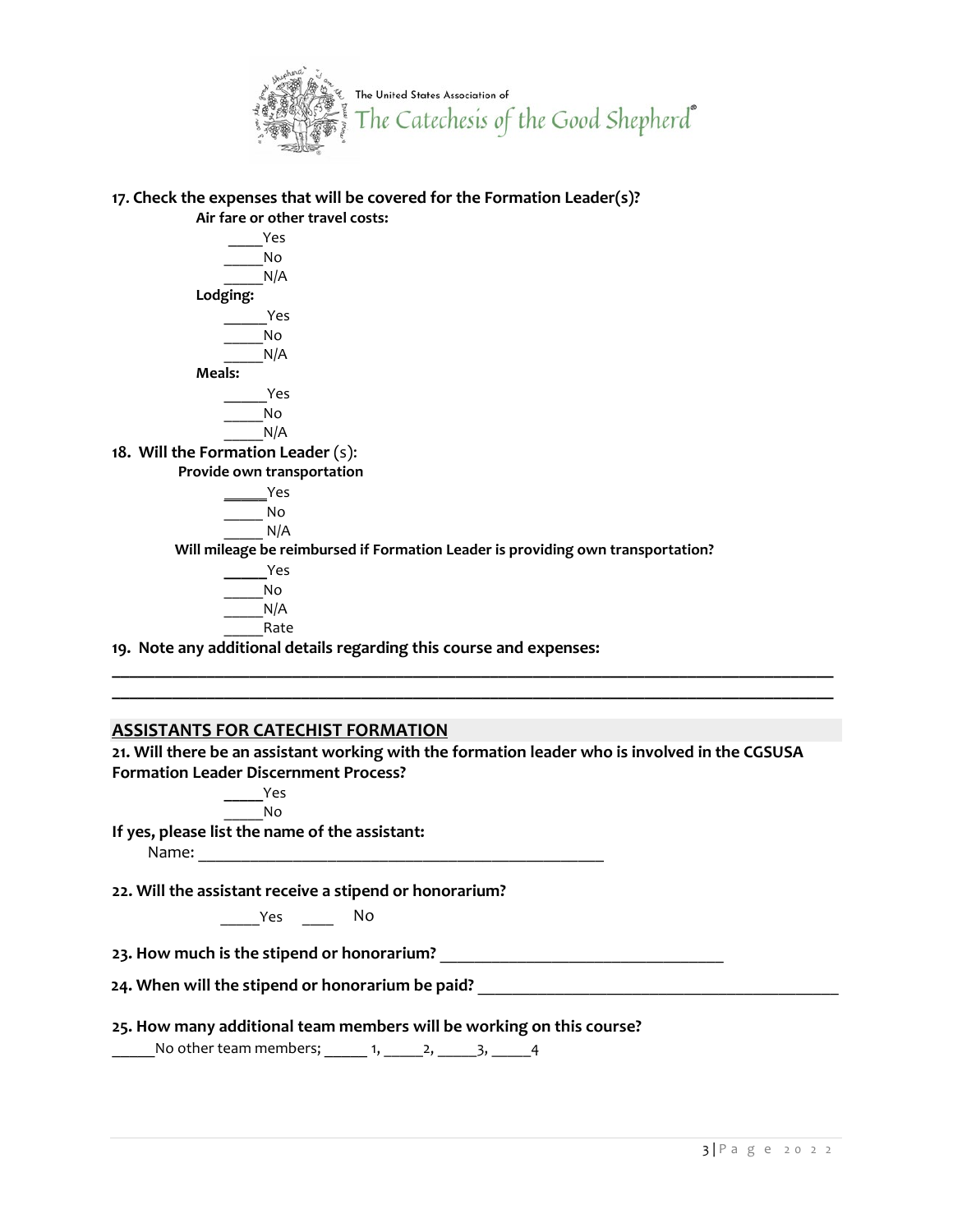**17. Check the expenses that will be covered for the Formation Leader(s)?**

**Air fare or other travel costs:**

_____Yes
_____No
_____N/A

**Lodging:**

_____Yes
_____No
_____N/A

**Meals:**

_____Yes
_____No
_____N/A

**18. Will the Formation Leader** (s):

**Provide own transportation**

_____Yes
_____ No
_____ N/A

**Will mileage be reimbursed if Formation Leader is providing own transportation?**

_____Yes
_____No
_____N/A
_____Rate

**19. Note any additional details regarding this course and expenses:**

________________________________________________________________________________
________________________________________________________________________________

## ASSISTANTS FOR CATECHIST FORMATION

**21. Will there be an assistant working with the formation leader who is involved in the CGSUSA Formation Leader Discernment Process?**

_____Yes
_____No

**If yes, please list the name of the assistant:**

Name: ______________________________________________

**22. Will the assistant receive a stipend or honorarium?**

_____Yes _____ No

**23. How much is the stipend or honorarium?** ________________________________

**24. When will the stipend or honorarium be paid?** ________________________________________

**25. How many additional team members will be working on this course?**

_____No other team members; _____ 1, _____2, _____3, _____4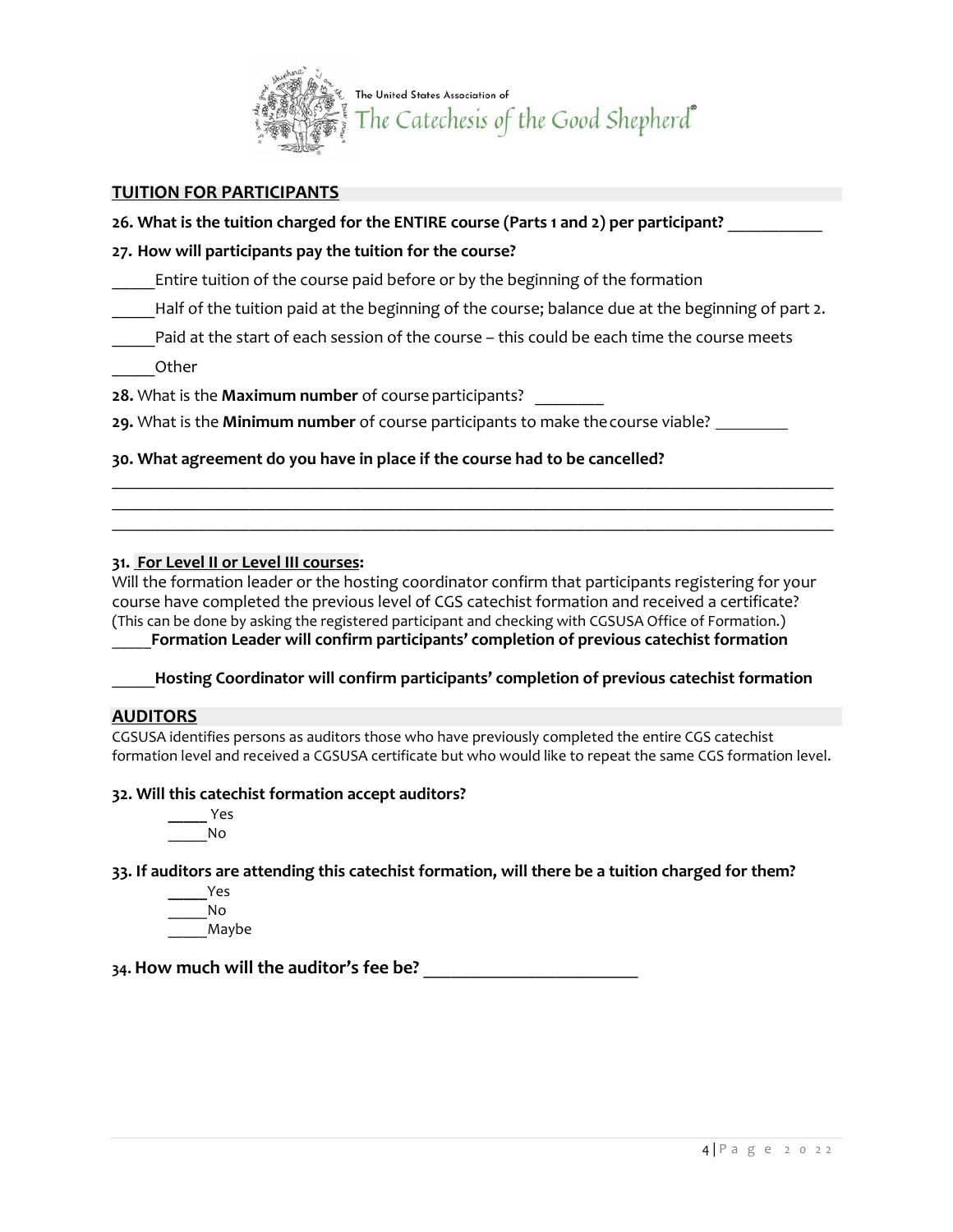The United States Association of
The Catechesis of the Good Shepherd®

## TUITION FOR PARTICIPANTS

**26. What is the tuition charged for the ENTIRE course (Parts 1 and 2) per participant?** ___________

**27. How will participants pay the tuition for the course?**

_____Entire tuition of the course paid before or by the beginning of the formation

_____Half of the tuition paid at the beginning of the course; balance due at the beginning of part 2.

_____Paid at the start of each session of the course – this could be each time the course meets

_____Other

**28.** What is the **Maximum number** of course participants? ________

**29.** What is the **Minimum number** of course participants to make the course viable? ________

**30. What agreement do you have in place if the course had to be cancelled?**

______________________________________________________________________________
______________________________________________________________________________
______________________________________________________________________________

**31. For Level II or Level III courses:**

Will the formation leader or the hosting coordinator confirm that participants registering for your course have completed the previous level of CGS catechist formation and received a certificate? (This can be done by asking the registered participant and checking with CGSUSA Office of Formation.)

_____**Formation Leader will confirm participants' completion of previous catechist formation**

_____**Hosting Coordinator will confirm participants' completion of previous catechist formation**

## AUDITORS

CGSUSA identifies persons as auditors those who have previously completed the entire CGS catechist formation level and received a CGSUSA certificate but who would like to repeat the same CGS formation level.

**32. Will this catechist formation accept auditors?**

_____ Yes
_____No

**33. If auditors are attending this catechist formation, will there be a tuition charged for them?**

_____Yes
_____No
_____Maybe

**34. How much will the auditor's fee be?** ________________________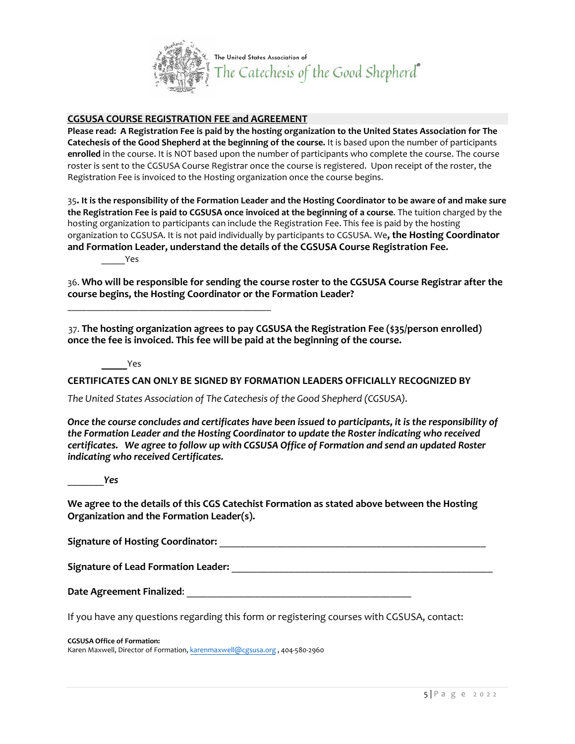The United States Association of

The Catechesis of the Good Shepherd®

## CGSUSA COURSE REGISTRATION FEE and AGREEMENT

**Please read: A Registration Fee is paid by the hosting organization to the United States Association for The Catechesis of the Good Shepherd at the beginning of the course.** It is based upon the number of participants **enrolled** in the course. It is NOT based upon the number of participants who complete the course. The course roster is sent to the CGSUSA Course Registrar once the course is registered. Upon receipt of the roster, the Registration Fee is invoiced to the Hosting organization once the course begins.

35**. It is the responsibility of the Formation Leader and the Hosting Coordinator to be aware of and make sure the Registration Fee is paid to CGSUSA once invoiced at the beginning of a course**. The tuition charged by the hosting organization to participants can include the Registration Fee. This fee is paid by the hosting organization to CGSUSA. It is not paid individually by participants to CGSUSA. We**, the Hosting Coordinator and Formation Leader, understand the details of the CGSUSA Course Registration Fee.**

_____Yes

36. **Who will be responsible for sending the course roster to the CGSUSA Course Registrar after the course begins, the Hosting Coordinator or the Formation Leader?**

__________________________________________

37. **The hosting organization agrees to pay CGSUSA the Registration Fee ($35/person enrolled) once the fee is invoiced. This fee will be paid at the beginning of the course.**

_____Yes

**CERTIFICATES CAN ONLY BE SIGNED BY FORMATION LEADERS OFFICIALLY RECOGNIZED BY**

*The United States Association of The Catechesis of the Good Shepherd (CGSUSA).*

***Once the course concludes and certificates have been issued to participants, it is the responsibility of the Formation Leader and the Hosting Coordinator to update the Roster indicating who received certificates. We agree to follow up with CGSUSA Office of Formation and send an updated Roster indicating who received Certificates.***

_______***Yes***

**We agree to the details of this CGS Catechist Formation as stated above between the Hosting Organization and the Formation Leader(s).**

**Signature of Hosting Coordinator:** ____________________________________________________

**Signature of Lead Formation Leader:** ____________________________________________________

**Date Agreement Finalized**: ____________________________________________

If you have any questions regarding this form or registering courses with CGSUSA, contact:

**CGSUSA Office of Formation:**
Karen Maxwell, Director of Formation, karenmaxwell@cgsusa.org , 404-580-2960